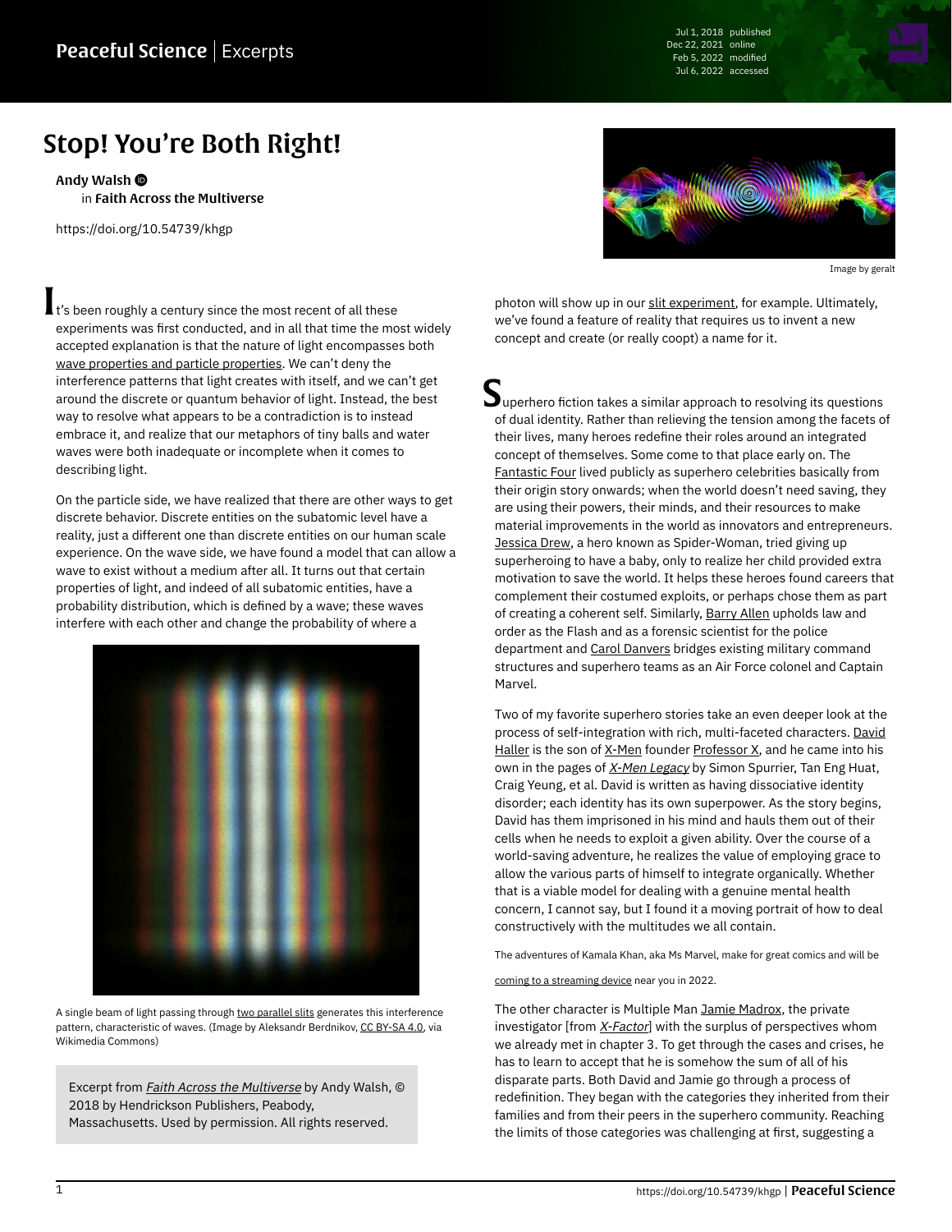# Stop! You're Both Right!

**Andy Walsh**
in **Faith Across the Multiverse**

https://doi.org/10.54739/khgp

Image by geralt

It's been roughly a century since the most recent of all these experiments was first conducted, and in all that time the most widely accepted explanation is that the nature of light encompasses both wave properties and particle properties. We can't deny the interference patterns that light creates with itself, and we can't get around the discrete or quantum behavior of light. Instead, the best way to resolve what appears to be a contradiction is to instead embrace it, and realize that our metaphors of tiny balls and water waves were both inadequate or incomplete when it comes to describing light.

On the particle side, we have realized that there are other ways to get discrete behavior. Discrete entities on the subatomic level have a reality, just a different one than discrete entities on our human scale experience. On the wave side, we have found a model that can allow a wave to exist without a medium after all. It turns out that certain properties of light, and indeed of all subatomic entities, have a probability distribution, which is defined by a wave; these waves interfere with each other and change the probability of where a photon will show up in our slit experiment, for example. Ultimately, we've found a feature of reality that requires us to invent a new concept and create (or really coopt) a name for it.

A single beam of light passing through two parallel slits generates this interference pattern, characteristic of waves. (Image by Aleksandr Berdnikov, CC BY-SA 4.0, via Wikimedia Commons)

Excerpt from *Faith Across the Multiverse* by Andy Walsh, © 2018 by Hendrickson Publishers, Peabody, Massachusetts. Used by permission. All rights reserved.

Superhero fiction takes a similar approach to resolving its questions of dual identity. Rather than relieving the tension among the facets of their lives, many heroes redefine their roles around an integrated concept of themselves. Some come to that place early on. The Fantastic Four lived publicly as superhero celebrities basically from their origin story onwards; when the world doesn't need saving, they are using their powers, their minds, and their resources to make material improvements in the world as innovators and entrepreneurs. Jessica Drew, a hero known as Spider-Woman, tried giving up superheroing to have a baby, only to realize her child provided extra motivation to save the world. It helps these heroes found careers that complement their costumed exploits, or perhaps chose them as part of creating a coherent self. Similarly, Barry Allen upholds law and order as the Flash and as a forensic scientist for the police department and Carol Danvers bridges existing military command structures and superhero teams as an Air Force colonel and Captain Marvel.

Two of my favorite superhero stories take an even deeper look at the process of self-integration with rich, multi-faceted characters. David Haller is the son of X-Men founder Professor X, and he came into his own in the pages of *X-Men Legacy* by Simon Spurrier, Tan Eng Huat, Craig Yeung, et al. David is written as having dissociative identity disorder; each identity has its own superpower. As the story begins, David has them imprisoned in his mind and hauls them out of their cells when he needs to exploit a given ability. Over the course of a world-saving adventure, he realizes the value of employing grace to allow the various parts of himself to integrate organically. Whether that is a viable model for dealing with a genuine mental health concern, I cannot say, but I found it a moving portrait of how to deal constructively with the multitudes we all contain.

The adventures of Kamala Khan, aka Ms Marvel, make for great comics and will be coming to a streaming device near you in 2022.

The other character is Multiple Man Jamie Madrox, the private investigator [from *X-Factor*] with the surplus of perspectives whom we already met in chapter 3. To get through the cases and crises, he has to learn to accept that he is somehow the sum of all of his disparate parts. Both David and Jamie go through a process of redefinition. They began with the categories they inherited from their families and from their peers in the superhero community. Reaching the limits of those categories was challenging at first, suggesting a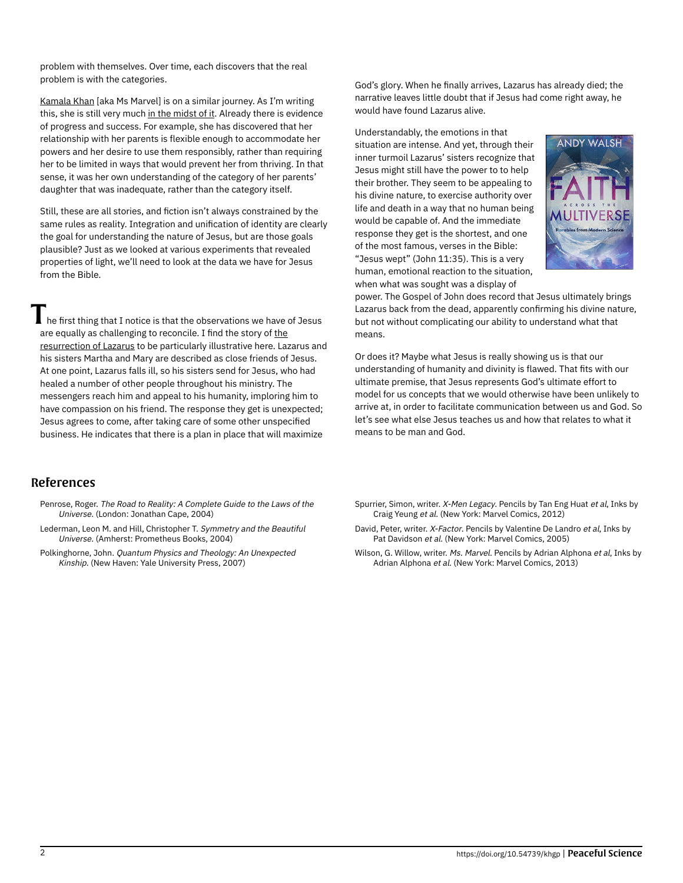problem with themselves. Over time, each discovers that the real problem is with the categories.

Kamala Khan [aka Ms Marvel] is on a similar journey. As I'm writing this, she is still very much in the midst of it. Already there is evidence of progress and success. For example, she has discovered that her relationship with her parents is flexible enough to accommodate her powers and her desire to use them responsibly, rather than requiring her to be limited in ways that would prevent her from thriving. In that sense, it was her own understanding of the category of her parents' daughter that was inadequate, rather than the category itself.

Still, these are all stories, and fiction isn't always constrained by the same rules as reality. Integration and unification of identity are clearly the goal for understanding the nature of Jesus, but are those goals plausible? Just as we looked at various experiments that revealed properties of light, we'll need to look at the data we have for Jesus from the Bible.

The first thing that I notice is that the observations we have of Jesus are equally as challenging to reconcile. I find the story of the resurrection of Lazarus to be particularly illustrative here. Lazarus and his sisters Martha and Mary are described as close friends of Jesus. At one point, Lazarus falls ill, so his sisters send for Jesus, who had healed a number of other people throughout his ministry. The messengers reach him and appeal to his humanity, imploring him to have compassion on his friend. The response they get is unexpected; Jesus agrees to come, after taking care of some other unspecified business. He indicates that there is a plan in place that will maximize God's glory. When he finally arrives, Lazarus has already died; the narrative leaves little doubt that if Jesus had come right away, he would have found Lazarus alive.

Understandably, the emotions in that situation are intense. And yet, through their inner turmoil Lazarus' sisters recognize that Jesus might still have the power to to help their brother. They seem to be appealing to his divine nature, to exercise authority over life and death in a way that no human being would be capable of. And the immediate response they get is the shortest, and one of the most famous, verses in the Bible: "Jesus wept" (John 11:35). This is a very human, emotional reaction to the situation, when what was sought was a display of power. The Gospel of John does record that Jesus ultimately brings Lazarus back from the dead, apparently confirming his divine nature, but not without complicating our ability to understand what that means.

Or does it? Maybe what Jesus is really showing us is that our understanding of humanity and divinity is flawed. That fits with our ultimate premise, that Jesus represents God's ultimate effort to model for us concepts that we would otherwise have been unlikely to arrive at, in order to facilitate communication between us and God. So let's see what else Jesus teaches us and how that relates to what it means to be man and God.

## References

- Penrose, Roger. *The Road to Reality: A Complete Guide to the Laws of the Universe.* (London: Jonathan Cape, 2004)
- Lederman, Leon M. and Hill, Christopher T. *Symmetry and the Beautiful Universe.* (Amherst: Prometheus Books, 2004)
- Polkinghorne, John. *Quantum Physics and Theology: An Unexpected Kinship.* (New Haven: Yale University Press, 2007)
- Spurrier, Simon, writer. *X-Men Legacy*. Pencils by Tan Eng Huat *et al*, Inks by Craig Yeung *et al.* (New York: Marvel Comics, 2012)
- David, Peter, writer. *X-Factor*. Pencils by Valentine De Landro *et al*, Inks by Pat Davidson *et al.* (New York: Marvel Comics, 2005)
- Wilson, G. Willow, writer. *Ms. Marvel*. Pencils by Adrian Alphona *et al*, Inks by Adrian Alphona *et al.* (New York: Marvel Comics, 2013)